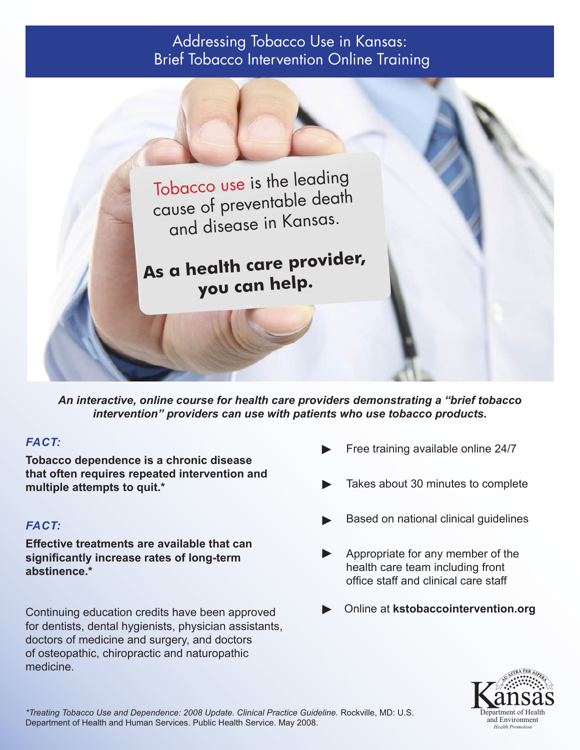# Addressing Tobacco Use in Kansas: Brief Tobacco Intervention Online Training

Tobacco use is the leading cause of preventable death and disease in Kansas.

**As a health care provider, you can help.**

***An interactive, online course for health care providers demonstrating a "brief tobacco intervention" providers can use with patients who use tobacco products.***

***FACT:***

**Tobacco dependence is a chronic disease that often requires repeated intervention and multiple attempts to quit.***

***FACT:***

**Effective treatments are available that can significantly increase rates of long-term abstinence.***

Continuing education credits have been approved for dentists, dental hygienists, physician assistants, doctors of medicine and surgery, and doctors of osteopathic, chiropractic and naturopathic medicine.

- Free training available online 24/7
- Takes about 30 minutes to complete
- Based on national clinical guidelines
- Appropriate for any member of the health care team including front office staff and clinical care staff
- Online at **kstobaccointervention.org**

Kansas Department of Health and Environment
*Health Promotion*

**Treating Tobacco Use and Dependence: 2008 Update. Clinical Practice Guideline.* Rockville, MD: U.S. Department of Health and Human Services. Public Health Service. May 2008.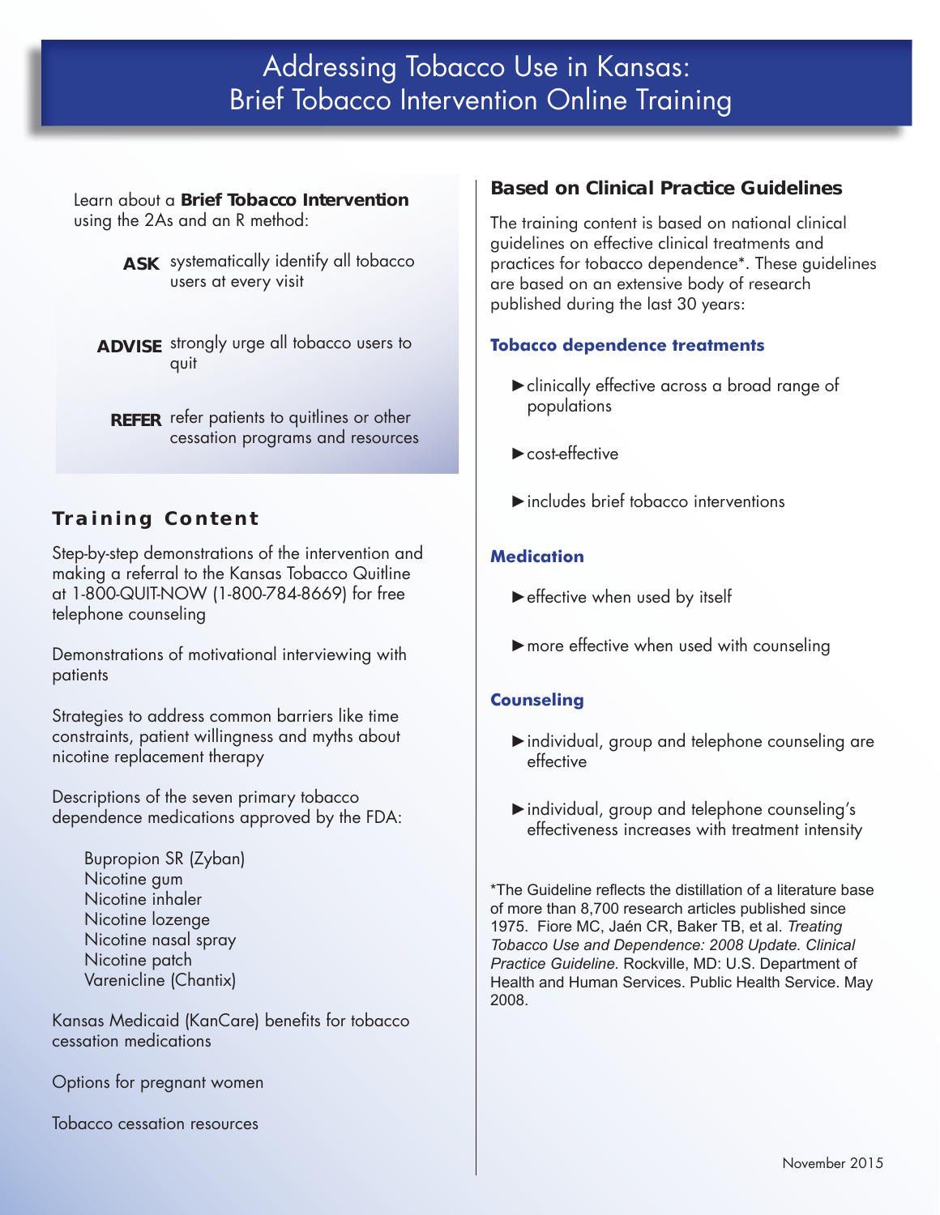# Addressing Tobacco Use in Kansas: Brief Tobacco Intervention Online Training

Learn about a **Brief Tobacco Intervention** using the 2As and an R method:

**ASK** systematically identify all tobacco users at every visit

**ADVISE** strongly urge all tobacco users to quit

**REFER** refer patients to quitlines or other cessation programs and resources

## Training Content

Step-by-step demonstrations of the intervention and making a referral to the Kansas Tobacco Quitline at 1-800-QUIT-NOW (1-800-784-8669) for free telephone counseling

Demonstrations of motivational interviewing with patients

Strategies to address common barriers like time constraints, patient willingness and myths about nicotine replacement therapy

Descriptions of the seven primary tobacco dependence medications approved by the FDA:

- Bupropion SR (Zyban)
- Nicotine gum
- Nicotine inhaler
- Nicotine lozenge
- Nicotine nasal spray
- Nicotine patch
- Varenicline (Chantix)

Kansas Medicaid (KanCare) benefits for tobacco cessation medications

Options for pregnant women

Tobacco cessation resources

## Based on Clinical Practice Guidelines

The training content is based on national clinical guidelines on effective clinical treatments and practices for tobacco dependence*. These guidelines are based on an extensive body of research published during the last 30 years:

### Tobacco dependence treatments

- clinically effective across a broad range of populations
- cost-effective
- includes brief tobacco interventions

### Medication

- effective when used by itself
- more effective when used with counseling

### Counseling

- individual, group and telephone counseling are effective
- individual, group and telephone counseling's effectiveness increases with treatment intensity

*The Guideline reflects the distillation of a literature base of more than 8,700 research articles published since 1975. Fiore MC, Jaén CR, Baker TB, et al. *Treating Tobacco Use and Dependence: 2008 Update. Clinical Practice Guideline.* Rockville, MD: U.S. Department of Health and Human Services. Public Health Service. May 2008.

November 2015